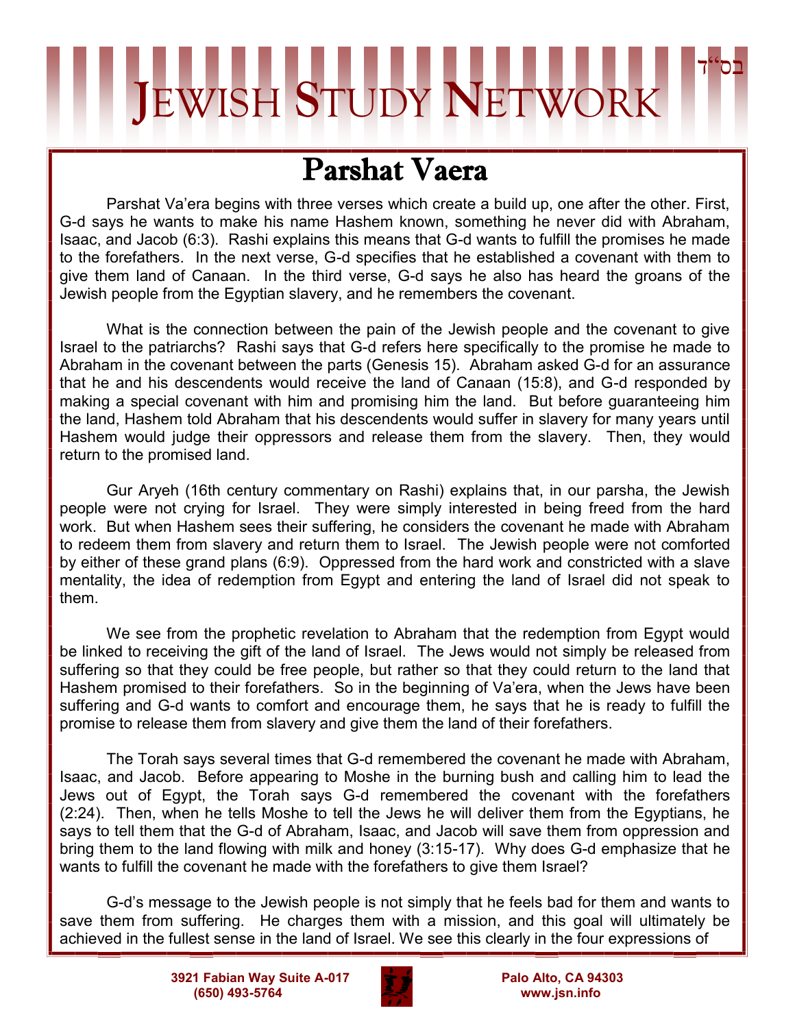# Jewish Study Network

בס"ד

## Parshat Vaera

Parshat Va'era begins with three verses which create a build up, one after the other. First, G-d says he wants to make his name Hashem known, something he never did with Abraham, Isaac, and Jacob (6:3). Rashi explains this means that G-d wants to fulfill the promises he made to the forefathers. In the next verse, G-d specifies that he established a covenant with them to give them land of Canaan. In the third verse, G-d says he also has heard the groans of the Jewish people from the Egyptian slavery, and he remembers the covenant.

What is the connection between the pain of the Jewish people and the covenant to give Israel to the patriarchs? Rashi says that G-d refers here specifically to the promise he made to Abraham in the covenant between the parts (Genesis 15). Abraham asked G-d for an assurance that he and his descendents would receive the land of Canaan (15:8), and G-d responded by making a special covenant with him and promising him the land. But before guaranteeing him the land, Hashem told Abraham that his descendents would suffer in slavery for many years until Hashem would judge their oppressors and release them from the slavery. Then, they would return to the promised land.

Gur Aryeh (16th century commentary on Rashi) explains that, in our parsha, the Jewish people were not crying for Israel. They were simply interested in being freed from the hard work. But when Hashem sees their suffering, he considers the covenant he made with Abraham to redeem them from slavery and return them to Israel. The Jewish people were not comforted by either of these grand plans (6:9). Oppressed from the hard work and constricted with a slave mentality, the idea of redemption from Egypt and entering the land of Israel did not speak to them.

We see from the prophetic revelation to Abraham that the redemption from Egypt would be linked to receiving the gift of the land of Israel. The Jews would not simply be released from suffering so that they could be free people, but rather so that they could return to the land that Hashem promised to their forefathers. So in the beginning of Va'era, when the Jews have been suffering and G-d wants to comfort and encourage them, he says that he is ready to fulfill the promise to release them from slavery and give them the land of their forefathers.

The Torah says several times that G-d remembered the covenant he made with Abraham, Isaac, and Jacob. Before appearing to Moshe in the burning bush and calling him to lead the Jews out of Egypt, the Torah says G-d remembered the covenant with the forefathers (2:24). Then, when he tells Moshe to tell the Jews he will deliver them from the Egyptians, he says to tell them that the G-d of Abraham, Isaac, and Jacob will save them from oppression and bring them to the land flowing with milk and honey (3:15-17). Why does G-d emphasize that he wants to fulfill the covenant he made with the forefathers to give them Israel?

G-d's message to the Jewish people is not simply that he feels bad for them and wants to save them from suffering. He charges them with a mission, and this goal will ultimately be achieved in the fullest sense in the land of Israel. We see this clearly in the four expressions of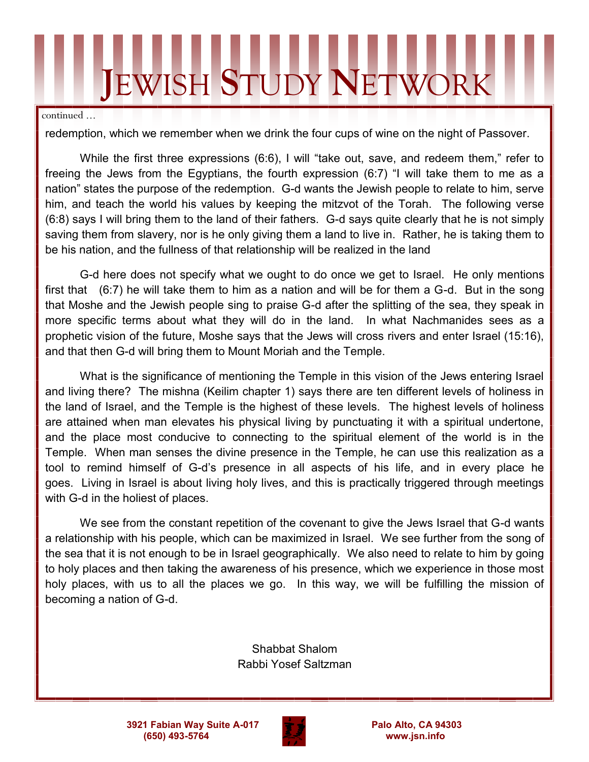continued …

redemption, which we remember when we drink the four cups of wine on the night of Passover.

While the first three expressions (6:6), I will "take out, save, and redeem them," refer to freeing the Jews from the Egyptians, the fourth expression (6:7) "I will take them to me as a nation" states the purpose of the redemption. G-d wants the Jewish people to relate to him, serve him, and teach the world his values by keeping the mitzvot of the Torah. The following verse (6:8) says I will bring them to the land of their fathers. G-d says quite clearly that he is not simply saving them from slavery, nor is he only giving them a land to live in. Rather, he is taking them to be his nation, and the fullness of that relationship will be realized in the land

G-d here does not specify what we ought to do once we get to Israel. He only mentions first that (6:7) he will take them to him as a nation and will be for them a G-d. But in the song that Moshe and the Jewish people sing to praise G-d after the splitting of the sea, they speak in more specific terms about what they will do in the land. In what Nachmanides sees as a prophetic vision of the future, Moshe says that the Jews will cross rivers and enter Israel (15:16), and that then G-d will bring them to Mount Moriah and the Temple.

What is the significance of mentioning the Temple in this vision of the Jews entering Israel and living there? The mishna (Keilim chapter 1) says there are ten different levels of holiness in the land of Israel, and the Temple is the highest of these levels. The highest levels of holiness are attained when man elevates his physical living by punctuating it with a spiritual undertone, and the place most conducive to connecting to the spiritual element of the world is in the Temple. When man senses the divine presence in the Temple, he can use this realization as a tool to remind himself of G-d's presence in all aspects of his life, and in every place he goes. Living in Israel is about living holy lives, and this is practically triggered through meetings with G-d in the holiest of places.

We see from the constant repetition of the covenant to give the Jews Israel that G-d wants a relationship with his people, which can be maximized in Israel. We see further from the song of the sea that it is not enough to be in Israel geographically. We also need to relate to him by going to holy places and then taking the awareness of his presence, which we experience in those most holy places, with us to all the places we go. In this way, we will be fulfilling the mission of becoming a nation of G-d.

Shabbat Shalom
Rabbi Yosef Saltzman

**3921 Fabian Way Suite A-017**
**(650) 493-5764**

**Palo Alto, CA 94303**
**www.jsn.info**